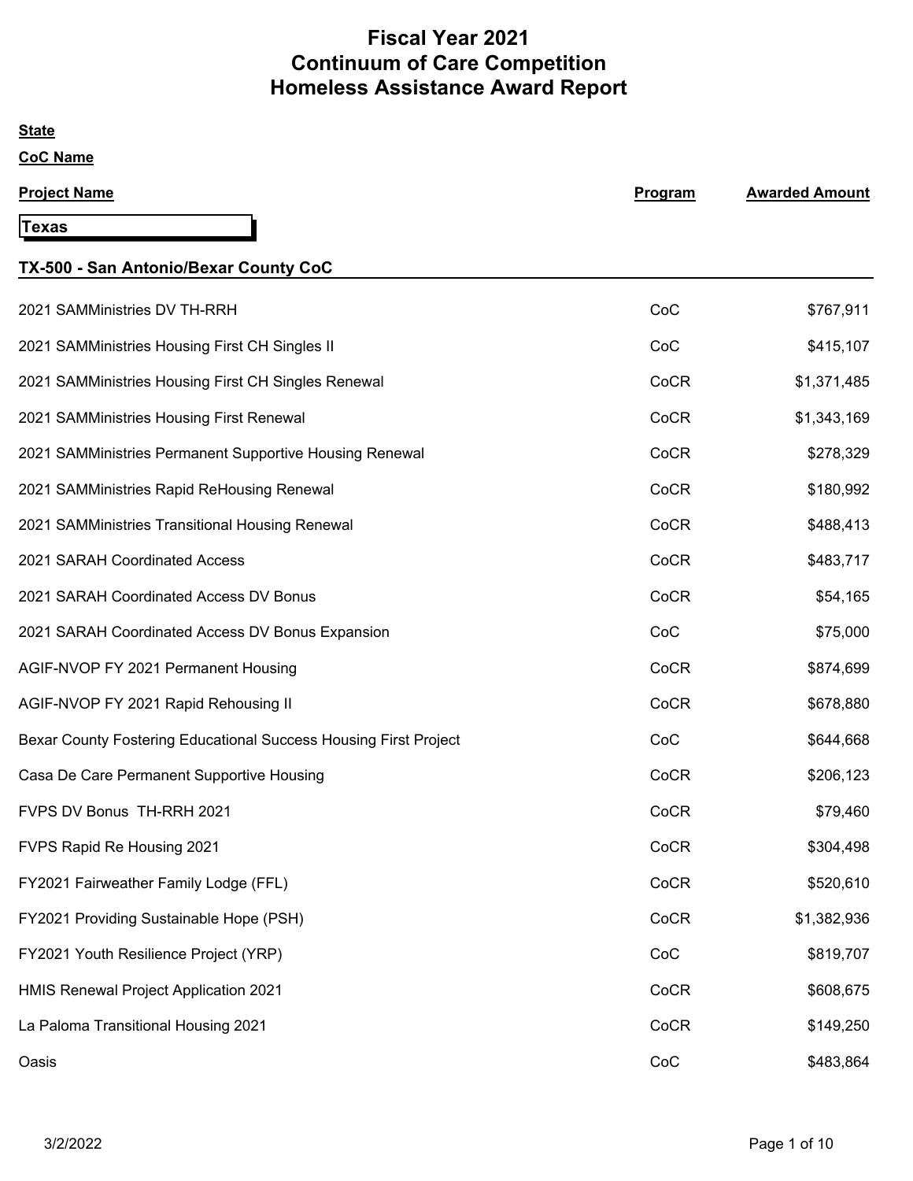# Fiscal Year 2021
# Continuum of Care Competition
# Homeless Assistance Award Report

**State**

**CoC Name**

| Project Name | Program | Awarded Amount |
|---|---|---|
| **Texas** | | |
| **TX-500 - San Antonio/Bexar County CoC** | | |
| 2021 SAMMinistries DV TH-RRH | CoC | $767,911 |
| 2021 SAMMinistries Housing First CH Singles II | CoC | $415,107 |
| 2021 SAMMinistries Housing First CH Singles Renewal | CoCR | $1,371,485 |
| 2021 SAMMinistries Housing First Renewal | CoCR | $1,343,169 |
| 2021 SAMMinistries Permanent Supportive Housing Renewal | CoCR | $278,329 |
| 2021 SAMMinistries Rapid ReHousing Renewal | CoCR | $180,992 |
| 2021 SAMMinistries Transitional Housing Renewal | CoCR | $488,413 |
| 2021 SARAH Coordinated Access | CoCR | $483,717 |
| 2021 SARAH Coordinated Access DV Bonus | CoCR | $54,165 |
| 2021 SARAH Coordinated Access DV Bonus Expansion | CoC | $75,000 |
| AGIF-NVOP FY 2021 Permanent Housing | CoCR | $874,699 |
| AGIF-NVOP FY 2021 Rapid Rehousing II | CoCR | $678,880 |
| Bexar County Fostering Educational Success Housing First Project | CoC | $644,668 |
| Casa De Care Permanent Supportive Housing | CoCR | $206,123 |
| FVPS DV Bonus TH-RRH 2021 | CoCR | $79,460 |
| FVPS Rapid Re Housing 2021 | CoCR | $304,498 |
| FY2021 Fairweather Family Lodge (FFL) | CoCR | $520,610 |
| FY2021 Providing Sustainable Hope (PSH) | CoCR | $1,382,936 |
| FY2021 Youth Resilience Project (YRP) | CoC | $819,707 |
| HMIS Renewal Project Application 2021 | CoCR | $608,675 |
| La Paloma Transitional Housing 2021 | CoCR | $149,250 |
| Oasis | CoC | $483,864 |

3/2/2022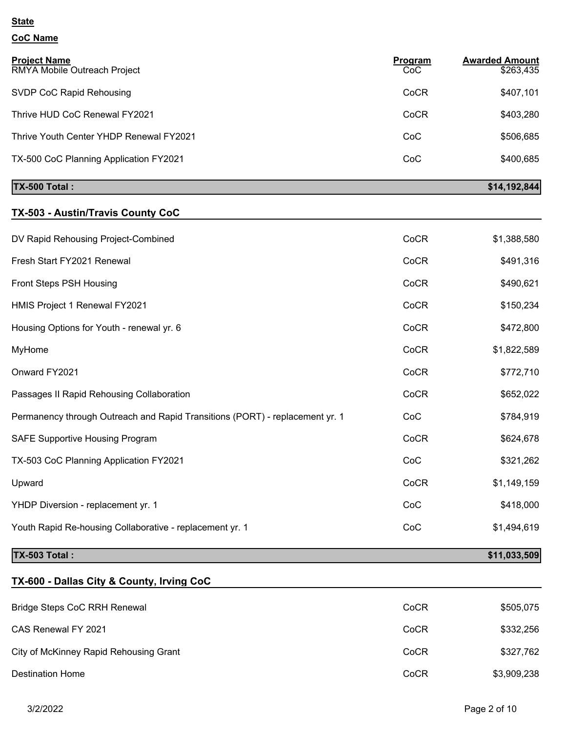**State**

**CoC Name**

| Project Name | Program | Awarded Amount |
|---|---|---|
| RMYA Mobile Outreach Project | CoC | $263,435 |
| SVDP CoC Rapid Rehousing | CoCR | $407,101 |
| Thrive HUD CoC Renewal FY2021 | CoCR | $403,280 |
| Thrive Youth Center YHDP Renewal FY2021 | CoC | $506,685 |
| TX-500 CoC Planning Application FY2021 | CoC | $400,685 |
| **TX-500 Total :** | | **$14,192,844** |

## TX-503 - Austin/Travis County CoC

| Project Name | Program | Awarded Amount |
|---|---|---|
| DV Rapid Rehousing Project-Combined | CoCR | $1,388,580 |
| Fresh Start FY2021 Renewal | CoCR | $491,316 |
| Front Steps PSH Housing | CoCR | $490,621 |
| HMIS Project 1 Renewal FY2021 | CoCR | $150,234 |
| Housing Options for Youth - renewal yr. 6 | CoCR | $472,800 |
| MyHome | CoCR | $1,822,589 |
| Onward FY2021 | CoCR | $772,710 |
| Passages II Rapid Rehousing Collaboration | CoCR | $652,022 |
| Permanency through Outreach and Rapid Transitions (PORT) - replacement yr. 1 | CoC | $784,919 |
| SAFE Supportive Housing Program | CoCR | $624,678 |
| TX-503 CoC Planning Application FY2021 | CoC | $321,262 |
| Upward | CoCR | $1,149,159 |
| YHDP Diversion - replacement yr. 1 | CoC | $418,000 |
| Youth Rapid Re-housing Collaborative - replacement yr. 1 | CoC | $1,494,619 |
| **TX-503 Total :** | | **$11,033,509** |

## TX-600 - Dallas City & County, Irving CoC

| Project Name | Program | Awarded Amount |
|---|---|---|
| Bridge Steps CoC RRH Renewal | CoCR | $505,075 |
| CAS Renewal FY 2021 | CoCR | $332,256 |
| City of McKinney Rapid Rehousing Grant | CoCR | $327,762 |
| Destination Home | CoCR | $3,909,238 |

3/2/2022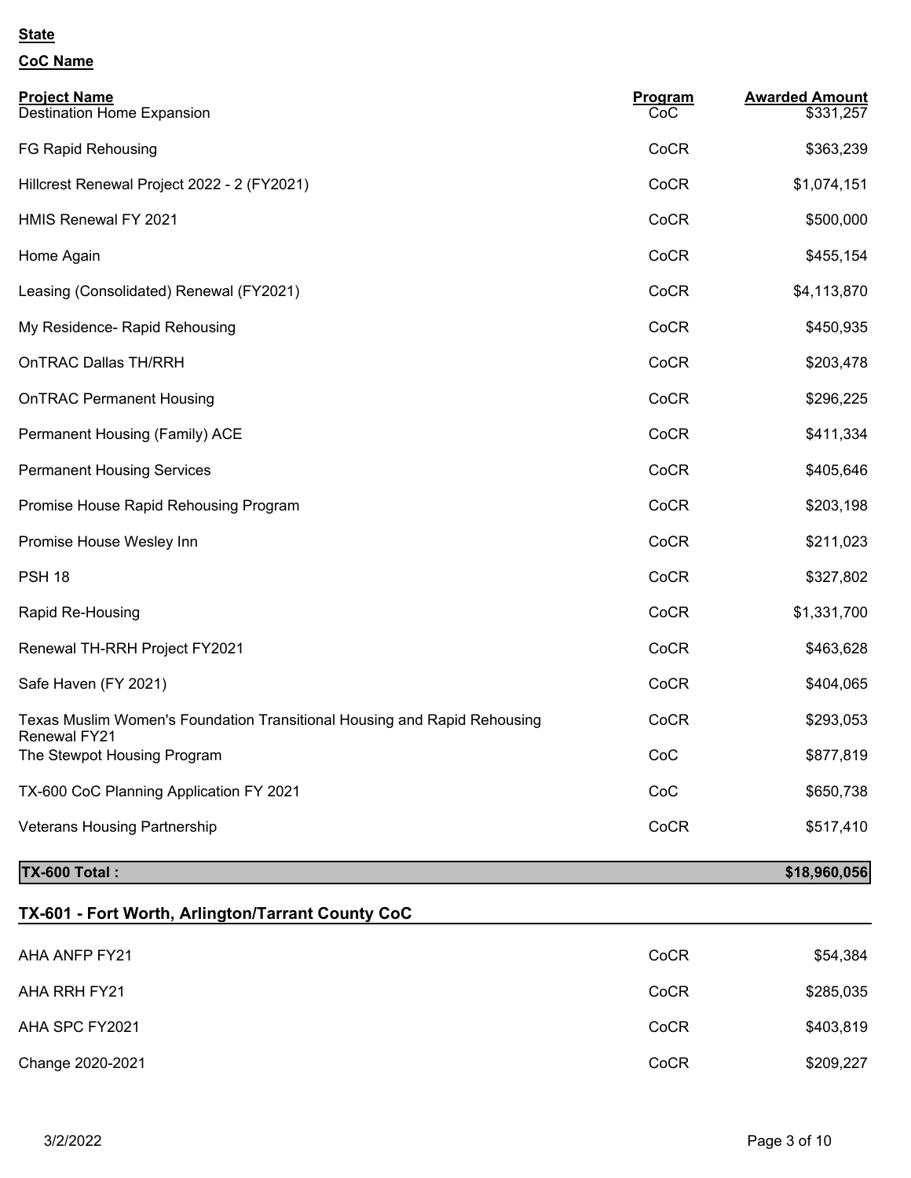**State**

**CoC Name**

| Project Name | Program | Awarded Amount |
|---|---|---|
| Destination Home Expansion | CoC | $331,257 |
| FG Rapid Rehousing | CoCR | $363,239 |
| Hillcrest Renewal Project 2022 - 2 (FY2021) | CoCR | $1,074,151 |
| HMIS Renewal FY 2021 | CoCR | $500,000 |
| Home Again | CoCR | $455,154 |
| Leasing (Consolidated) Renewal (FY2021) | CoCR | $4,113,870 |
| My Residence- Rapid Rehousing | CoCR | $450,935 |
| OnTRAC Dallas TH/RRH | CoCR | $203,478 |
| OnTRAC Permanent Housing | CoCR | $296,225 |
| Permanent Housing (Family) ACE | CoCR | $411,334 |
| Permanent Housing Services | CoCR | $405,646 |
| Promise House Rapid Rehousing Program | CoCR | $203,198 |
| Promise House Wesley Inn | CoCR | $211,023 |
| PSH 18 | CoCR | $327,802 |
| Rapid Re-Housing | CoCR | $1,331,700 |
| Renewal TH-RRH Project FY2021 | CoCR | $463,628 |
| Safe Haven (FY 2021) | CoCR | $404,065 |
| Texas Muslim Women's Foundation Transitional Housing and Rapid Rehousing Renewal FY21 | CoCR | $293,053 |
| The Stewpot Housing Program | CoC | $877,819 |
| TX-600 CoC Planning Application FY 2021 | CoC | $650,738 |
| Veterans Housing Partnership | CoCR | $517,410 |
| **TX-600 Total :** | | **$18,960,056** |

## TX-601 - Fort Worth, Arlington/Tarrant County CoC

| Project Name | Program | Awarded Amount |
|---|---|---|
| AHA ANFP FY21 | CoCR | $54,384 |
| AHA RRH FY21 | CoCR | $285,035 |
| AHA SPC FY2021 | CoCR | $403,819 |
| Change 2020-2021 | CoCR | $209,227 |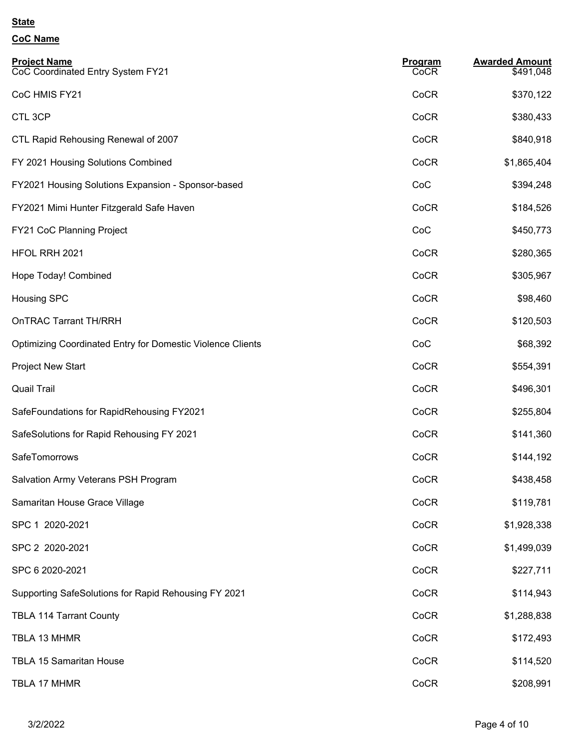**State**

**CoC Name**

| Project Name | Program | Awarded Amount |
|---|---|---|
| CoC Coordinated Entry System FY21 | CoCR | $491,048 |
| CoC HMIS FY21 | CoCR | $370,122 |
| CTL 3CP | CoCR | $380,433 |
| CTL Rapid Rehousing Renewal of 2007 | CoCR | $840,918 |
| FY 2021 Housing Solutions Combined | CoCR | $1,865,404 |
| FY2021 Housing Solutions Expansion - Sponsor-based | CoC | $394,248 |
| FY2021 Mimi Hunter Fitzgerald Safe Haven | CoCR | $184,526 |
| FY21 CoC Planning Project | CoC | $450,773 |
| HFOL RRH 2021 | CoCR | $280,365 |
| Hope Today! Combined | CoCR | $305,967 |
| Housing SPC | CoCR | $98,460 |
| OnTRAC Tarrant TH/RRH | CoCR | $120,503 |
| Optimizing Coordinated Entry for Domestic Violence Clients | CoC | $68,392 |
| Project New Start | CoCR | $554,391 |
| Quail Trail | CoCR | $496,301 |
| SafeFoundations for RapidRehousing FY2021 | CoCR | $255,804 |
| SafeSolutions for Rapid Rehousing FY 2021 | CoCR | $141,360 |
| SafeTomorrows | CoCR | $144,192 |
| Salvation Army Veterans PSH Program | CoCR | $438,458 |
| Samaritan House Grace Village | CoCR | $119,781 |
| SPC 1 2020-2021 | CoCR | $1,928,338 |
| SPC 2 2020-2021 | CoCR | $1,499,039 |
| SPC 6 2020-2021 | CoCR | $227,711 |
| Supporting SafeSolutions for Rapid Rehousing FY 2021 | CoCR | $114,943 |
| TBLA 114 Tarrant County | CoCR | $1,288,838 |
| TBLA 13 MHMR | CoCR | $172,493 |
| TBLA 15 Samaritan House | CoCR | $114,520 |
| TBLA 17 MHMR | CoCR | $208,991 |

3/2/2022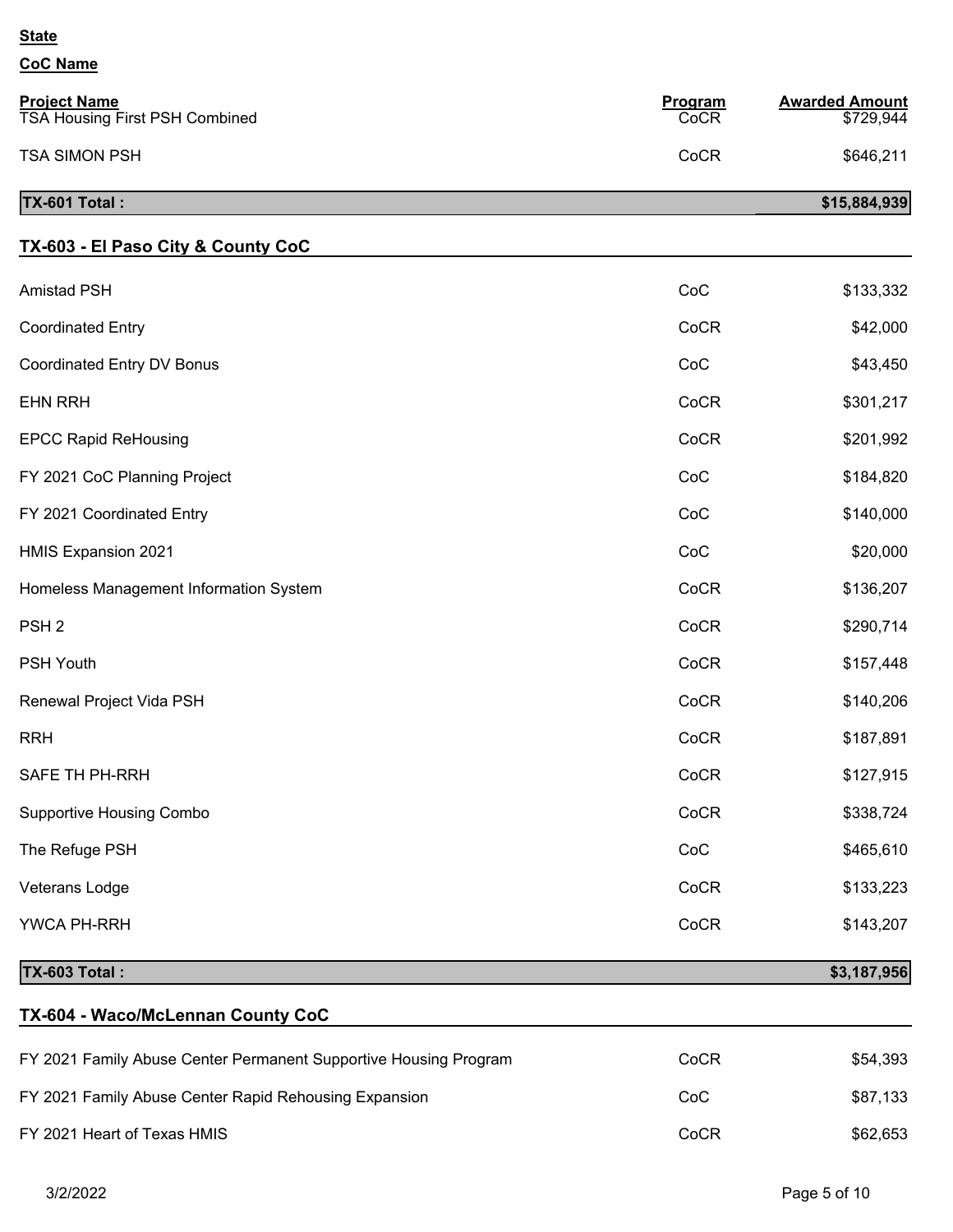**State**

**CoC Name**

| Project Name | Program | Awarded Amount |
|---|---|---|
| TSA Housing First PSH Combined | CoCR | $729,944 |
| TSA SIMON PSH | CoCR | $646,211 |
| **TX-601 Total :** | | **$15,884,939** |

## TX-603 - El Paso City & County CoC

| Project Name | Program | Awarded Amount |
|---|---|---|
| Amistad PSH | CoC | $133,332 |
| Coordinated Entry | CoCR | $42,000 |
| Coordinated Entry DV Bonus | CoC | $43,450 |
| EHN RRH | CoCR | $301,217 |
| EPCC Rapid ReHousing | CoCR | $201,992 |
| FY 2021 CoC Planning Project | CoC | $184,820 |
| FY 2021 Coordinated Entry | CoC | $140,000 |
| HMIS Expansion 2021 | CoC | $20,000 |
| Homeless Management Information System | CoCR | $136,207 |
| PSH 2 | CoCR | $290,714 |
| PSH Youth | CoCR | $157,448 |
| Renewal Project Vida PSH | CoCR | $140,206 |
| RRH | CoCR | $187,891 |
| SAFE TH PH-RRH | CoCR | $127,915 |
| Supportive Housing Combo | CoCR | $338,724 |
| The Refuge PSH | CoC | $465,610 |
| Veterans Lodge | CoCR | $133,223 |
| YWCA PH-RRH | CoCR | $143,207 |
| **TX-603 Total :** | | **$3,187,956** |

## TX-604 - Waco/McLennan County CoC

| Project Name | Program | Awarded Amount |
|---|---|---|
| FY 2021 Family Abuse Center Permanent Supportive Housing Program | CoCR | $54,393 |
| FY 2021 Family Abuse Center Rapid Rehousing Expansion | CoC | $87,133 |
| FY 2021 Heart of Texas HMIS | CoCR | $62,653 |

3/2/2022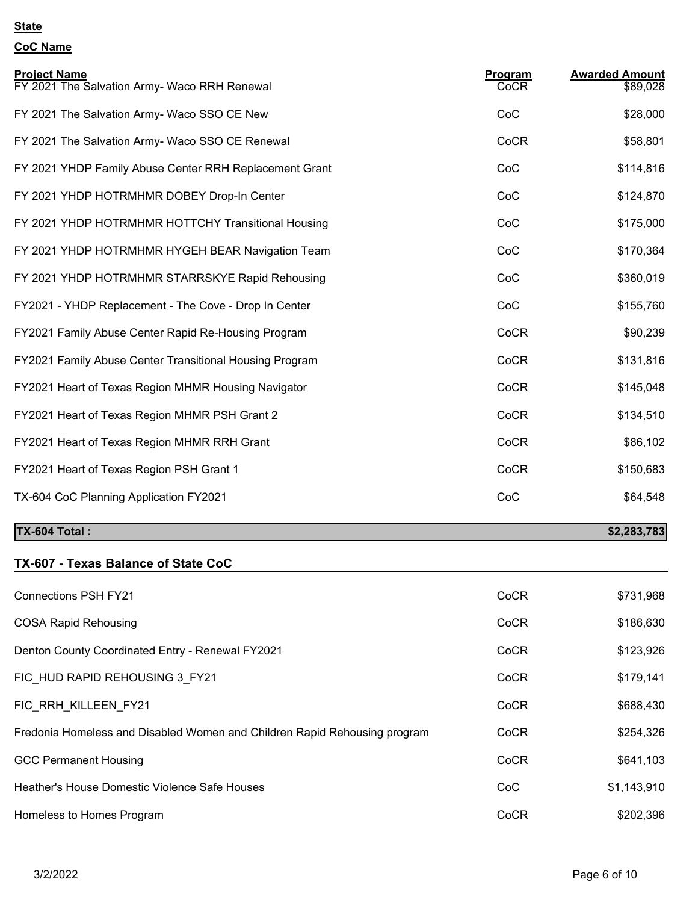**State**

**CoC Name**

| Project Name | Program | Awarded Amount |
|---|---|---|
| FY 2021 The Salvation Army- Waco RRH Renewal | CoCR | $89,028 |
| FY 2021 The Salvation Army- Waco SSO CE New | CoC | $28,000 |
| FY 2021 The Salvation Army- Waco SSO CE Renewal | CoCR | $58,801 |
| FY 2021 YHDP Family Abuse Center RRH Replacement Grant | CoC | $114,816 |
| FY 2021 YHDP HOTRMHMR DOBEY Drop-In Center | CoC | $124,870 |
| FY 2021 YHDP HOTRMHMR HOTTCHY Transitional Housing | CoC | $175,000 |
| FY 2021 YHDP HOTRMHMR HYGEH BEAR Navigation Team | CoC | $170,364 |
| FY 2021 YHDP HOTRMHMR STARRSKYE Rapid Rehousing | CoC | $360,019 |
| FY2021 - YHDP Replacement - The Cove - Drop In Center | CoC | $155,760 |
| FY2021 Family Abuse Center Rapid Re-Housing Program | CoCR | $90,239 |
| FY2021 Family Abuse Center Transitional Housing Program | CoCR | $131,816 |
| FY2021 Heart of Texas Region MHMR Housing Navigator | CoCR | $145,048 |
| FY2021 Heart of Texas Region MHMR PSH Grant 2 | CoCR | $134,510 |
| FY2021 Heart of Texas Region MHMR RRH Grant | CoCR | $86,102 |
| FY2021 Heart of Texas Region PSH Grant 1 | CoCR | $150,683 |
| TX-604 CoC Planning Application FY2021 | CoC | $64,548 |
| **TX-604 Total :** | | **$2,283,783** |

## TX-607 - Texas Balance of State CoC

| Project Name | Program | Awarded Amount |
|---|---|---|
| Connections PSH FY21 | CoCR | $731,968 |
| COSA Rapid Rehousing | CoCR | $186,630 |
| Denton County Coordinated Entry - Renewal FY2021 | CoCR | $123,926 |
| FIC_HUD RAPID REHOUSING 3_FY21 | CoCR | $179,141 |
| FIC_RRH_KILLEEN_FY21 | CoCR | $688,430 |
| Fredonia Homeless and Disabled Women and Children Rapid Rehousing program | CoCR | $254,326 |
| GCC Permanent Housing | CoCR | $641,103 |
| Heather's House Domestic Violence Safe Houses | CoC | $1,143,910 |
| Homeless to Homes Program | CoCR | $202,396 |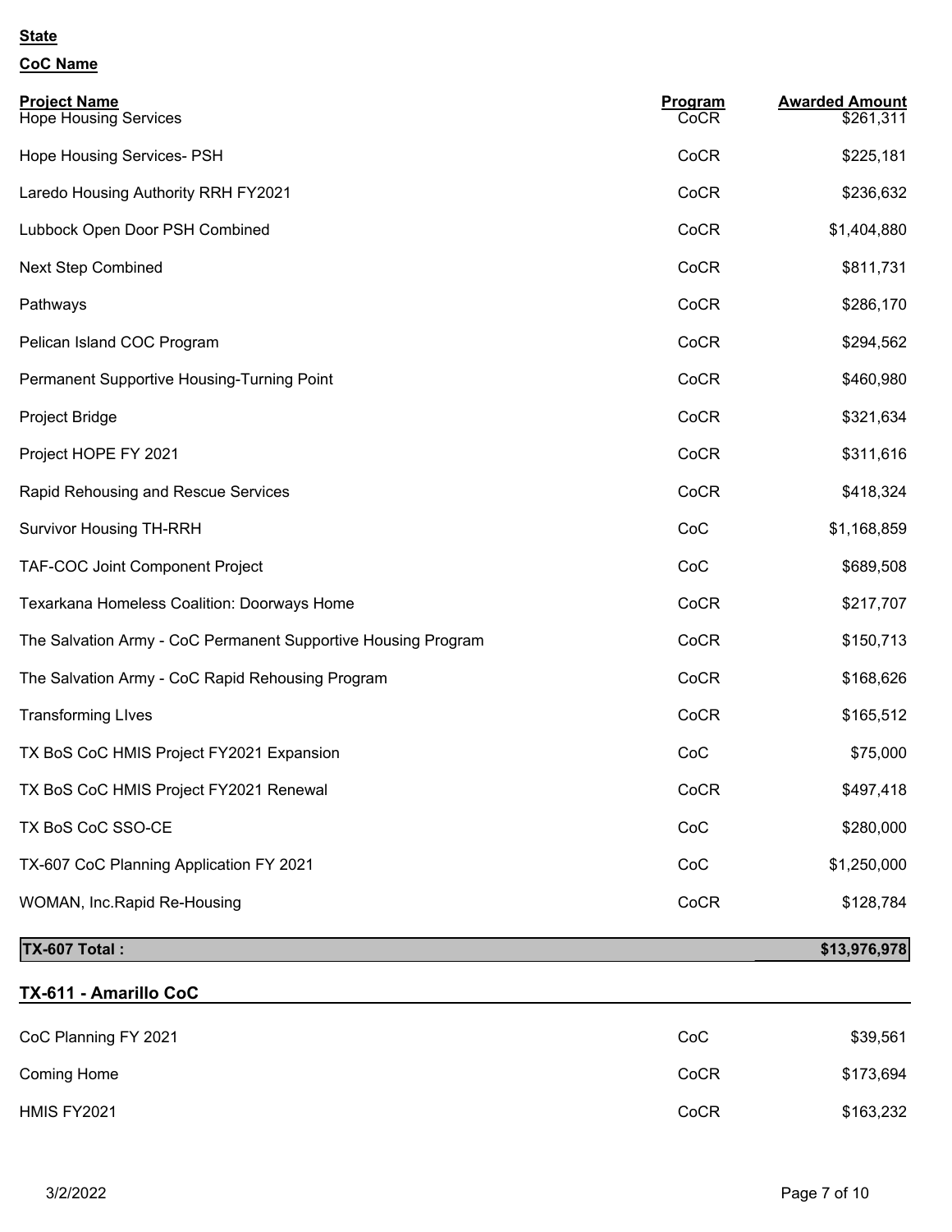**State**

**CoC Name**

| Project Name | Program | Awarded Amount |
| --- | --- | --- |
| Hope Housing Services | CoCR | $261,311 |
| Hope Housing Services- PSH | CoCR | $225,181 |
| Laredo Housing Authority RRH FY2021 | CoCR | $236,632 |
| Lubbock Open Door PSH Combined | CoCR | $1,404,880 |
| Next Step Combined | CoCR | $811,731 |
| Pathways | CoCR | $286,170 |
| Pelican Island COC Program | CoCR | $294,562 |
| Permanent Supportive Housing-Turning Point | CoCR | $460,980 |
| Project Bridge | CoCR | $321,634 |
| Project HOPE FY 2021 | CoCR | $311,616 |
| Rapid Rehousing and Rescue Services | CoCR | $418,324 |
| Survivor Housing TH-RRH | CoC | $1,168,859 |
| TAF-COC Joint Component Project | CoC | $689,508 |
| Texarkana Homeless Coalition: Doorways Home | CoCR | $217,707 |
| The Salvation Army - CoC Permanent Supportive Housing Program | CoCR | $150,713 |
| The Salvation Army - CoC Rapid Rehousing Program | CoCR | $168,626 |
| Transforming LIves | CoCR | $165,512 |
| TX BoS CoC HMIS Project FY2021 Expansion | CoC | $75,000 |
| TX BoS CoC HMIS Project FY2021 Renewal | CoCR | $497,418 |
| TX BoS CoC SSO-CE | CoC | $280,000 |
| TX-607 CoC Planning Application FY 2021 | CoC | $1,250,000 |
| WOMAN, Inc.Rapid Re-Housing | CoCR | $128,784 |
| **TX-607 Total :** | | **$13,976,978** |

## TX-611 - Amarillo CoC

| Project Name | Program | Awarded Amount |
| --- | --- | --- |
| CoC Planning FY 2021 | CoC | $39,561 |
| Coming Home | CoCR | $173,694 |
| HMIS FY2021 | CoCR | $163,232 |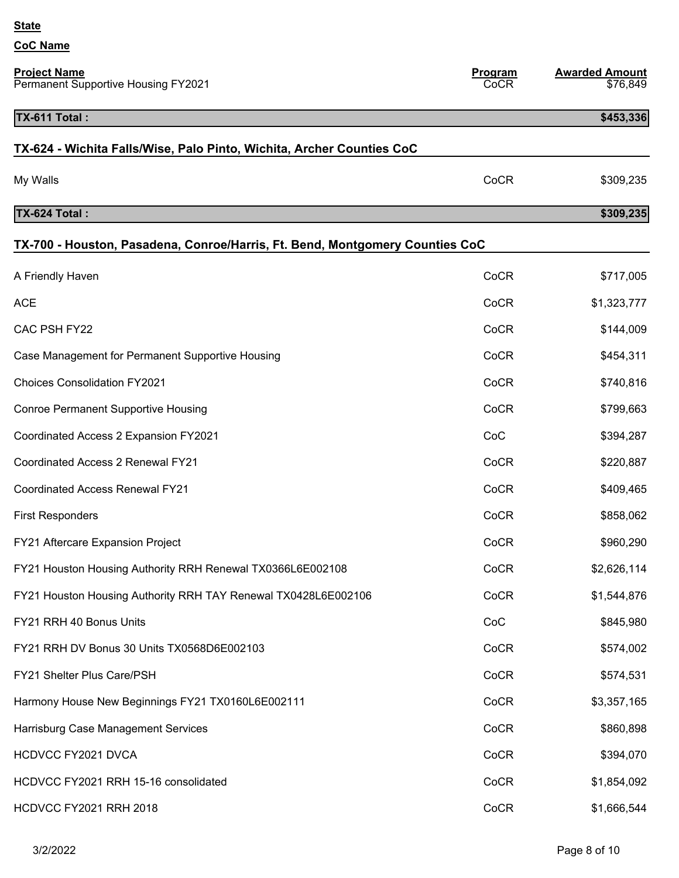**State**

**CoC Name**

| Project Name | Program | Awarded Amount |
|---|---|---|
| Permanent Supportive Housing FY2021 | CoCR | $76,849 |
| **TX-611 Total :** | | **$453,336** |

## TX-624 - Wichita Falls/Wise, Palo Pinto, Wichita, Archer Counties CoC

| Project Name | Program | Awarded Amount |
|---|---|---|
| My Walls | CoCR | $309,235 |
| **TX-624 Total :** | | **$309,235** |

## TX-700 - Houston, Pasadena, Conroe/Harris, Ft. Bend, Montgomery Counties CoC

| Project Name | Program | Awarded Amount |
|---|---|---|
| A Friendly Haven | CoCR | $717,005 |
| ACE | CoCR | $1,323,777 |
| CAC PSH FY22 | CoCR | $144,009 |
| Case Management for Permanent Supportive Housing | CoCR | $454,311 |
| Choices Consolidation FY2021 | CoCR | $740,816 |
| Conroe Permanent Supportive Housing | CoCR | $799,663 |
| Coordinated Access 2 Expansion FY2021 | CoC | $394,287 |
| Coordinated Access 2 Renewal FY21 | CoCR | $220,887 |
| Coordinated Access Renewal FY21 | CoCR | $409,465 |
| First Responders | CoCR | $858,062 |
| FY21 Aftercare Expansion Project | CoCR | $960,290 |
| FY21 Houston Housing Authority RRH Renewal TX0366L6E002108 | CoCR | $2,626,114 |
| FY21 Houston Housing Authority RRH TAY Renewal TX0428L6E002106 | CoCR | $1,544,876 |
| FY21 RRH 40 Bonus Units | CoC | $845,980 |
| FY21 RRH DV Bonus 30 Units TX0568D6E002103 | CoCR | $574,002 |
| FY21 Shelter Plus Care/PSH | CoCR | $574,531 |
| Harmony House New Beginnings FY21 TX0160L6E002111 | CoCR | $3,357,165 |
| Harrisburg Case Management Services | CoCR | $860,898 |
| HCDVCC FY2021 DVCA | CoCR | $394,070 |
| HCDVCC FY2021 RRH 15-16 consolidated | CoCR | $1,854,092 |
| HCDVCC FY2021 RRH 2018 | CoCR | $1,666,544 |

3/2/2022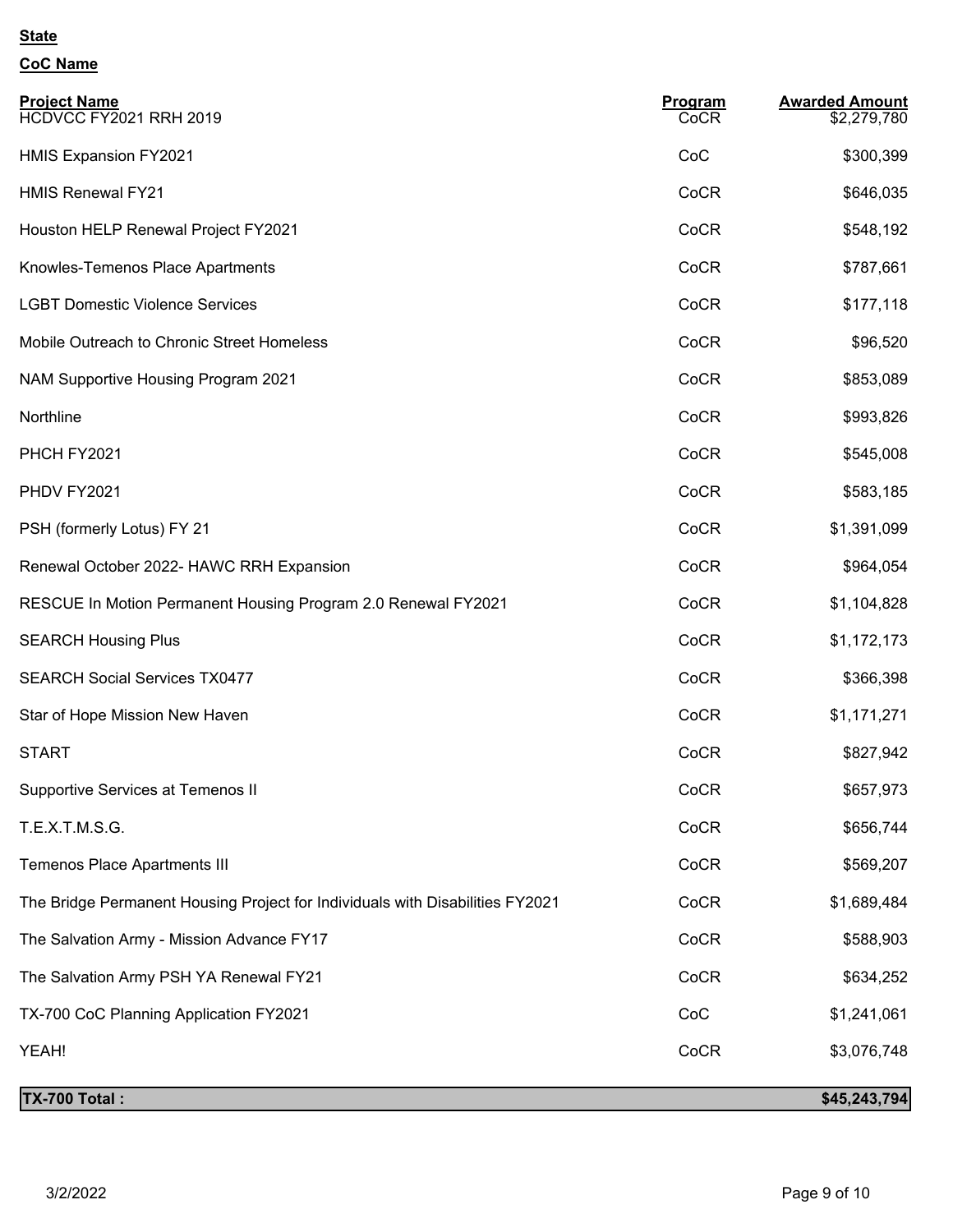**State**

**CoC Name**

| Project Name | Program | Awarded Amount |
|---|---|---|
| HCDVCC FY2021 RRH 2019 | CoCR | $2,279,780 |
| HMIS Expansion FY2021 | CoC | $300,399 |
| HMIS Renewal FY21 | CoCR | $646,035 |
| Houston HELP Renewal Project FY2021 | CoCR | $548,192 |
| Knowles-Temenos Place Apartments | CoCR | $787,661 |
| LGBT Domestic Violence Services | CoCR | $177,118 |
| Mobile Outreach to Chronic Street Homeless | CoCR | $96,520 |
| NAM Supportive Housing Program 2021 | CoCR | $853,089 |
| Northline | CoCR | $993,826 |
| PHCH FY2021 | CoCR | $545,008 |
| PHDV FY2021 | CoCR | $583,185 |
| PSH (formerly Lotus) FY 21 | CoCR | $1,391,099 |
| Renewal October 2022- HAWC RRH Expansion | CoCR | $964,054 |
| RESCUE In Motion Permanent Housing Program 2.0 Renewal FY2021 | CoCR | $1,104,828 |
| SEARCH Housing Plus | CoCR | $1,172,173 |
| SEARCH Social Services TX0477 | CoCR | $366,398 |
| Star of Hope Mission New Haven | CoCR | $1,171,271 |
| START | CoCR | $827,942 |
| Supportive Services at Temenos II | CoCR | $657,973 |
| T.E.X.T.M.S.G. | CoCR | $656,744 |
| Temenos Place Apartments III | CoCR | $569,207 |
| The Bridge Permanent Housing Project for Individuals with Disabilities FY2021 | CoCR | $1,689,484 |
| The Salvation Army - Mission Advance FY17 | CoCR | $588,903 |
| The Salvation Army PSH YA Renewal FY21 | CoCR | $634,252 |
| TX-700 CoC Planning Application FY2021 | CoC | $1,241,061 |
| YEAH! | CoCR | $3,076,748 |
| **TX-700 Total :** | | **$45,243,794** |

3/2/2022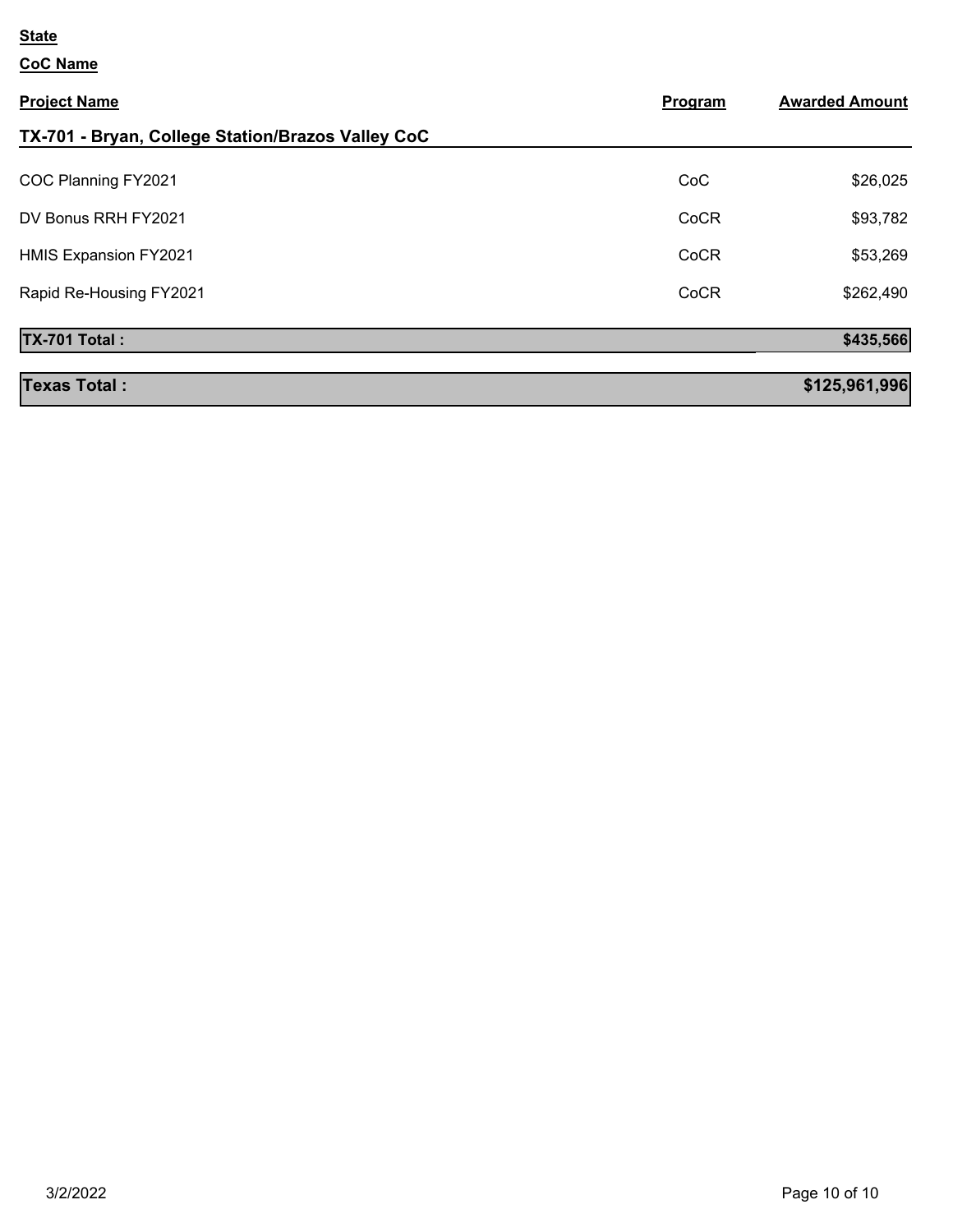**State**

**CoC Name**

| Project Name | Program | Awarded Amount |
| --- | --- | --- |
| **TX-701 - Bryan, College Station/Brazos Valley CoC** | | |
| COC Planning FY2021 | CoC | $26,025 |
| DV Bonus RRH FY2021 | CoCR | $93,782 |
| HMIS Expansion FY2021 | CoCR | $53,269 |
| Rapid Re-Housing FY2021 | CoCR | $262,490 |
| **TX-701 Total :** | | **$435,566** |
| **Texas Total :** | | **$125,961,996** |

3/2/2022